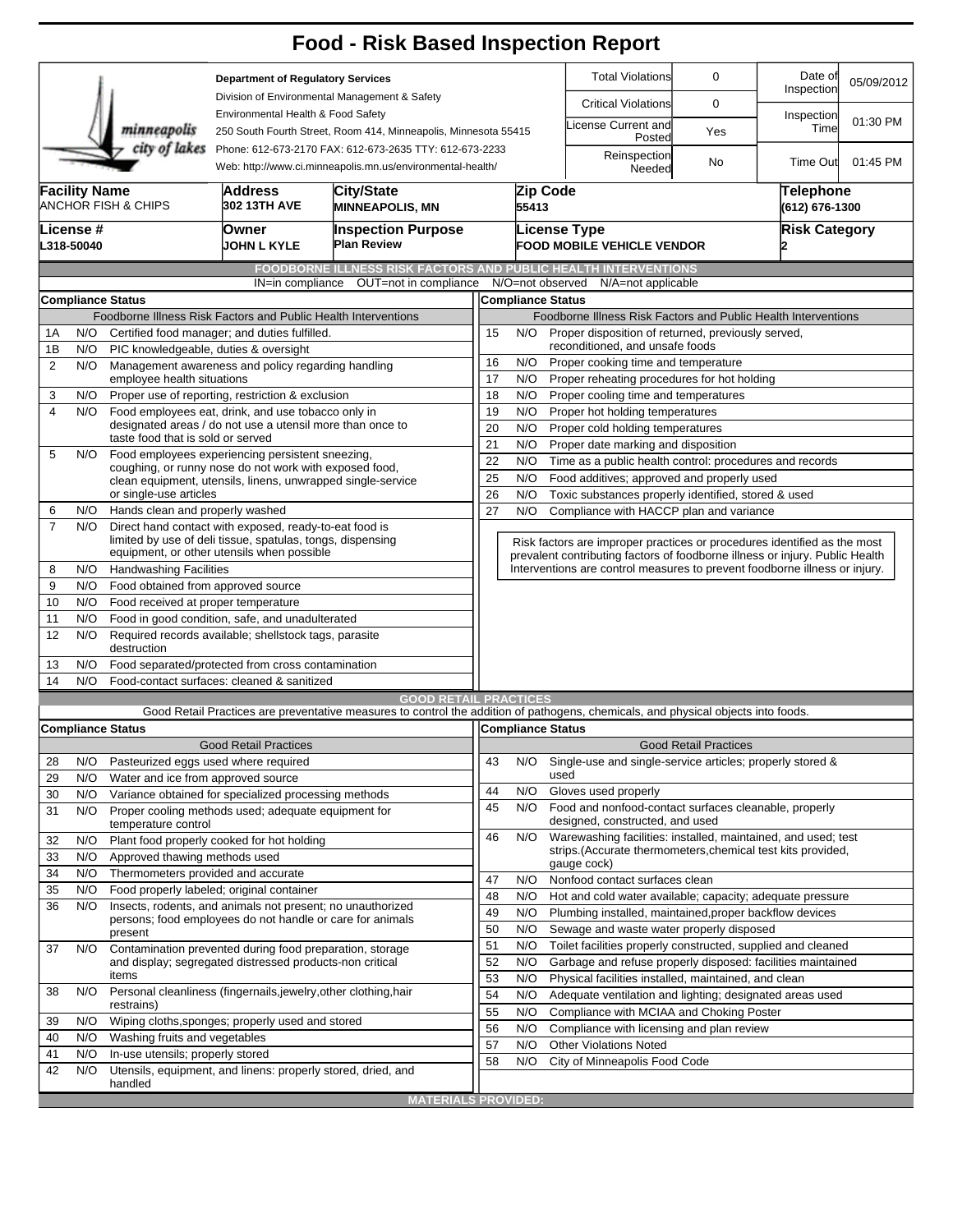# Food - Risk Based Inspection Report

**Department of Regulatory Services**
Division of Environmental Management & Safety
Environmental Health & Food Safety
250 South Fourth Street, Room 414, Minneapolis, Minnesota 55415
Phone: 612-673-2170 FAX: 612-673-2635 TTY: 612-673-2233
Web: http://www.ci.minneapolis.mn.us/environmental-health/

| | | | |
|---|---|---|---|
| Total Violations | 0 | Date of Inspection | 05/09/2012 |
| Critical Violations | 0 | Inspection Time | 01:30 PM |
| License Current and Posted | Yes | | |
| Reinspection Needed | No | Time Out | 01:45 PM |

| Facility Name | Address | City/State | Zip Code | Telephone |
|---|---|---|---|---|
| ANCHOR FISH & CHIPS | 302 13TH AVE | MINNEAPOLIS, MN | 55413 | (612) 676-1300 |

| License # | Owner | Inspection Purpose | License Type | Risk Category |
|---|---|---|---|---|
| L318-50040 | JOHN L KYLE | Plan Review | FOOD MOBILE VEHICLE VENDOR | 2 |

## FOODBORNE ILLNESS RISK FACTORS AND PUBLIC HEALTH INTERVENTIONS

IN=in compliance OUT=not in compliance N/O=not observed N/A=not applicable

**Compliance Status** — Foodborne Illness Risk Factors and Public Health Interventions

| # | Status | Item |
|---|---|---|
| 1A | N/O | Certified food manager; and duties fulfilled. |
| 1B | N/O | PIC knowledgeable, duties & oversight |
| 2 | N/O | Management awareness and policy regarding handling employee health situations |
| 3 | N/O | Proper use of reporting, restriction & exclusion |
| 4 | N/O | Food employees eat, drink, and use tobacco only in designated areas / do not use a utensil more than once to taste food that is sold or served |
| 5 | N/O | Food employees experiencing persistent sneezing, coughing, or runny nose do not work with exposed food, clean equipment, utensils, linens, unwrapped single-service or single-use articles |
| 6 | N/O | Hands clean and properly washed |
| 7 | N/O | Direct hand contact with exposed, ready-to-eat food is limited by use of deli tissue, spatulas, tongs, dispensing equipment, or other utensils when possible |
| 8 | N/O | Handwashing Facilities |
| 9 | N/O | Food obtained from approved source |
| 10 | N/O | Food received at proper temperature |
| 11 | N/O | Food in good condition, safe, and unadulterated |
| 12 | N/O | Required records available; shellstock tags, parasite destruction |
| 13 | N/O | Food separated/protected from cross contamination |
| 14 | N/O | Food-contact surfaces: cleaned & sanitized |
| 15 | N/O | Proper disposition of returned, previously served, reconditioned, and unsafe foods |
| 16 | N/O | Proper cooking time and temperature |
| 17 | N/O | Proper reheating procedures for hot holding |
| 18 | N/O | Proper cooling time and temperatures |
| 19 | N/O | Proper hot holding temperatures |
| 20 | N/O | Proper cold holding temperatures |
| 21 | N/O | Proper date marking and disposition |
| 22 | N/O | Time as a public health control: procedures and records |
| 25 | N/O | Food additives; approved and properly used |
| 26 | N/O | Toxic substances properly identified, stored & used |
| 27 | N/O | Compliance with HACCP plan and variance |

Risk factors are improper practices or procedures identified as the most prevalent contributing factors of foodborne illness or injury. Public Health Interventions are control measures to prevent foodborne illness or injury.

## GOOD RETAIL PRACTICES

Good Retail Practices are preventative measures to control the addition of pathogens, chemicals, and physical objects into foods.

**Compliance Status** — Good Retail Practices

| # | Status | Item |
|---|---|---|
| 28 | N/O | Pasteurized eggs used where required |
| 29 | N/O | Water and ice from approved source |
| 30 | N/O | Variance obtained for specialized processing methods |
| 31 | N/O | Proper cooling methods used; adequate equipment for temperature control |
| 32 | N/O | Plant food properly cooked for hot holding |
| 33 | N/O | Approved thawing methods used |
| 34 | N/O | Thermometers provided and accurate |
| 35 | N/O | Food properly labeled; original container |
| 36 | N/O | Insects, rodents, and animals not present; no unauthorized persons; food employees do not handle or care for animals present |
| 37 | N/O | Contamination prevented during food preparation, storage and display; segregated distressed products-non critical items |
| 38 | N/O | Personal cleanliness (fingernails,jewelry,other clothing,hair restrains) |
| 39 | N/O | Wiping cloths,sponges; properly used and stored |
| 40 | N/O | Washing fruits and vegetables |
| 41 | N/O | In-use utensils; properly stored |
| 42 | N/O | Utensils, equipment, and linens: properly stored, dried, and handled |
| 43 | N/O | Single-use and single-service articles; properly stored & used |
| 44 | N/O | Gloves used properly |
| 45 | N/O | Food and nonfood-contact surfaces cleanable, properly designed, constructed, and used |
| 46 | N/O | Warewashing facilities: installed, maintained, and used; test strips.(Accurate thermometers,chemical test kits provided, gauge cock) |
| 47 | N/O | Nonfood contact surfaces clean |
| 48 | N/O | Hot and cold water available; capacity; adequate pressure |
| 49 | N/O | Plumbing installed, maintained,proper backflow devices |
| 50 | N/O | Sewage and waste water properly disposed |
| 51 | N/O | Toilet facilities properly constructed, supplied and cleaned |
| 52 | N/O | Garbage and refuse properly disposed: facilities maintained |
| 53 | N/O | Physical facilities installed, maintained, and clean |
| 54 | N/O | Adequate ventilation and lighting; designated areas used |
| 55 | N/O | Compliance with MCIAA and Choking Poster |
| 56 | N/O | Compliance with licensing and plan review |
| 57 | N/O | Other Violations Noted |
| 58 | N/O | City of Minneapolis Food Code |

## MATERIALS PROVIDED: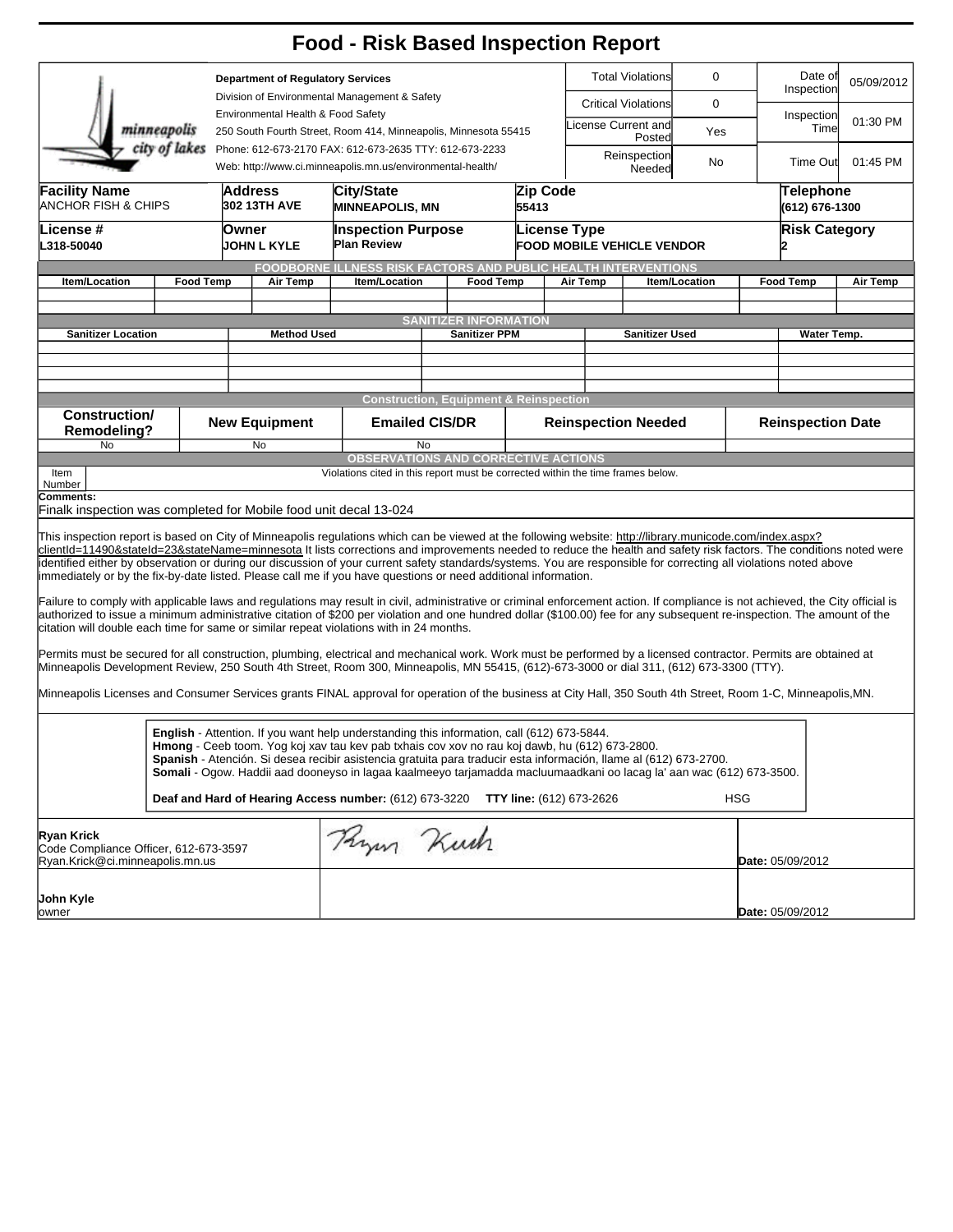# Food - Risk Based Inspection Report

| | | | |
|---|---|---|---|
| **Department of Regulatory Services**<br>Division of Environmental Management & Safety<br>Environmental Health & Food Safety<br>250 South Fourth Street, Room 414, Minneapolis, Minnesota 55415<br>Phone: 612-673-2170 FAX: 612-673-2635 TTY: 612-673-2233<br>Web: http://www.ci.minneapolis.mn.us/environmental-health/ | Total Violations: 0<br>Critical Violations: 0<br>License Current and Posted: Yes<br>Reinspection Needed: No | Date of Inspection: 05/09/2012<br>Inspection Time: 01:30 PM<br>Time Out: 01:45 PM | |

| Facility Name | Address | City/State | Zip Code | Telephone |
|---|---|---|---|---|
| ANCHOR FISH & CHIPS | 302 13TH AVE | MINNEAPOLIS, MN | 55413 | (612) 676-1300 |

| License # | Owner | Inspection Purpose | License Type | Risk Category |
|---|---|---|---|---|
| L318-50040 | JOHN L KYLE | Plan Review | FOOD MOBILE VEHICLE VENDOR | 2 |

**FOODBORNE ILLNESS RISK FACTORS AND PUBLIC HEALTH INTERVENTIONS**

| Item/Location | Food Temp | Air Temp | Item/Location | Food Temp | Air Temp | Item/Location | Food Temp | Air Temp |
|---|---|---|---|---|---|---|---|---|
| | | | | | | | | |

**SANITIZER INFORMATION**

| Sanitizer Location | Method Used | Sanitizer PPM | Sanitizer Used | Water Temp. |
|---|---|---|---|---|
| | | | | |

**Construction, Equipment & Reinspection**

| Construction/ Remodeling? | New Equipment | Emailed CIS/DR | Reinspection Needed | Reinspection Date |
|---|---|---|---|---|
| No | No | No | | |

**OBSERVATIONS AND CORRECTIVE ACTIONS**

| Item Number | Violations cited in this report must be corrected within the time frames below. |
|---|---|

**Comments:**
Finalk inspection was completed for Mobile food unit decal 13-024

This inspection report is based on City of Minneapolis regulations which can be viewed at the following website: http://library.municode.com/index.aspx?clientId=11490&stateId=23&stateName=minnesota It lists corrections and improvements needed to reduce the health and safety risk factors. The conditions noted were identified either by observation or during our discussion of your current safety standards/systems. You are responsible for correcting all violations noted above immediately or by the fix-by-date listed. Please call me if you have questions or need additional information.

Failure to comply with applicable laws and regulations may result in civil, administrative or criminal enforcement action. If compliance is not achieved, the City official is authorized to issue a minimum administrative citation of $200 per violation and one hundred dollar ($100.00) fee for any subsequent re-inspection. The amount of the citation will double each time for same or similar repeat violations with in 24 months.

Permits must be secured for all construction, plumbing, electrical and mechanical work. Work must be performed by a licensed contractor. Permits are obtained at Minneapolis Development Review, 250 South 4th Street, Room 300, Minneapolis, MN 55415, (612)-673-3000 or dial 311, (612) 673-3300 (TTY).

Minneapolis Licenses and Consumer Services grants FINAL approval for operation of the business at City Hall, 350 South 4th Street, Room 1-C, Minneapolis,MN.

**English** - Attention. If you want help understanding this information, call (612) 673-5844.
**Hmong** - Ceeb toom. Yog koj xav tau kev pab txhais cov xov no rau koj dawb, hu (612) 673-2800.
**Spanish** - Atención. Si desea recibir asistencia gratuita para traducir esta información, llame al (612) 673-2700.
**Somali** - Ogow. Haddii aad dooneyso in lagaa kaalmeeyo tarjamadda macluumaadkani oo lacag la' aan wac (612) 673-3500.

**Deaf and Hard of Hearing Access number:** (612) 673-3220 **TTY line:** (612) 673-2626 HSG

**Ryan Krick**
Code Compliance Officer, 612-673-3597
Ryan.Krick@ci.minneapolis.mn.us
**Date:** 05/09/2012

**John Kyle**
owner
**Date:** 05/09/2012